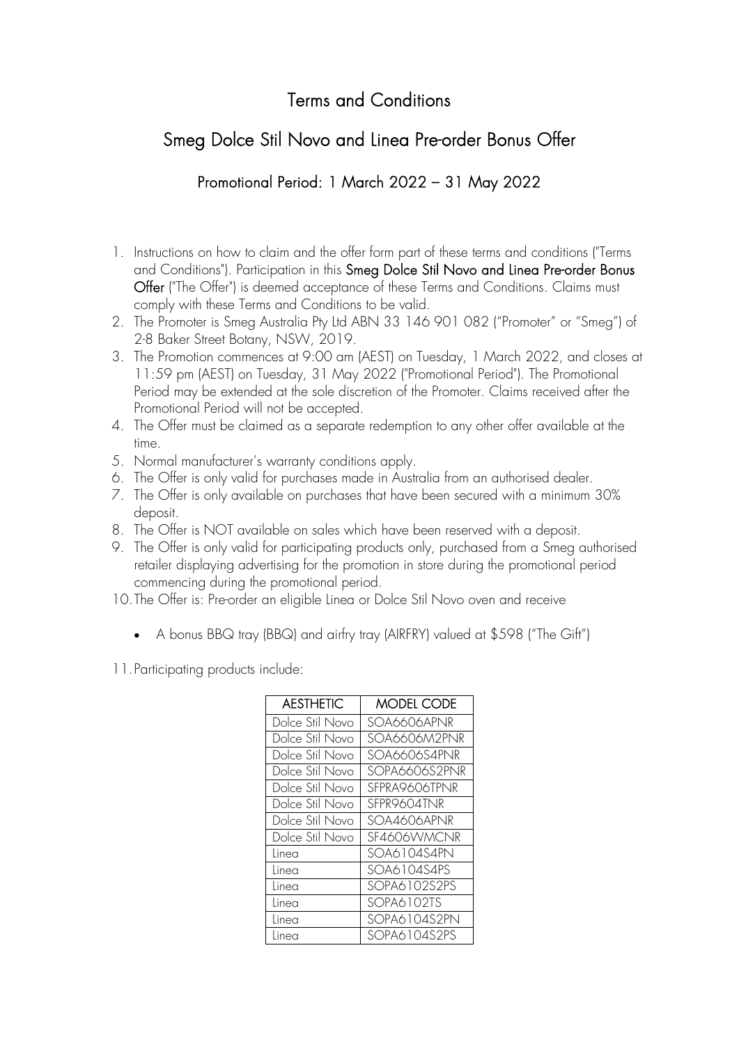# Terms and Conditions

## Smeg Dolce Stil Novo and Linea Pre-order Bonus Offer

### Promotional Period: 1 March 2022 – 31 May 2022

1. Instructions on how to claim and the offer form part of these terms and conditions ("Terms and Conditions"). Participation in this **Smeg Dolce Stil Novo and Linea Pre-order Bonus Offer** ("The Offer") is deemed acceptance of these Terms and Conditions. Claims must comply with these Terms and Conditions to be valid.
2. The Promoter is Smeg Australia Pty Ltd ABN 33 146 901 082 ("Promoter" or "Smeg") of 2-8 Baker Street Botany, NSW, 2019.
3. The Promotion commences at 9:00 am (AEST) on Tuesday, 1 March 2022, and closes at 11:59 pm (AEST) on Tuesday, 31 May 2022 ("Promotional Period"). The Promotional Period may be extended at the sole discretion of the Promoter. Claims received after the Promotional Period will not be accepted.
4. The Offer must be claimed as a separate redemption to any other offer available at the time.
5. Normal manufacturer's warranty conditions apply.
6. The Offer is only valid for purchases made in Australia from an authorised dealer.
7. The Offer is only available on purchases that have been secured with a minimum 30% deposit.
8. The Offer is NOT available on sales which have been reserved with a deposit.
9. The Offer is only valid for participating products only, purchased from a Smeg authorised retailer displaying advertising for the promotion in store during the promotional period commencing during the promotional period.
10. The Offer is: Pre-order an eligible Linea or Dolce Stil Novo oven and receive
    - A bonus BBQ tray (BBQ) and airfry tray (AIRFRY) valued at $598 ("The Gift")
11. Participating products include:

| AESTHETIC | MODEL CODE |
|---|---|
| Dolce Stil Novo | SOA6606APNR |
| Dolce Stil Novo | SOA6606M2PNR |
| Dolce Stil Novo | SOA6606S4PNR |
| Dolce Stil Novo | SOPA6606S2PNR |
| Dolce Stil Novo | SFPRA9606TPNR |
| Dolce Stil Novo | SFPR9604TNR |
| Dolce Stil Novo | SOA4606APNR |
| Dolce Stil Novo | SF4606WMCNR |
| Linea | SOA6104S4PN |
| Linea | SOA6104S4PS |
| Linea | SOPA6102S2PS |
| Linea | SOPA6102TS |
| Linea | SOPA6104S2PN |
| Linea | SOPA6104S2PS |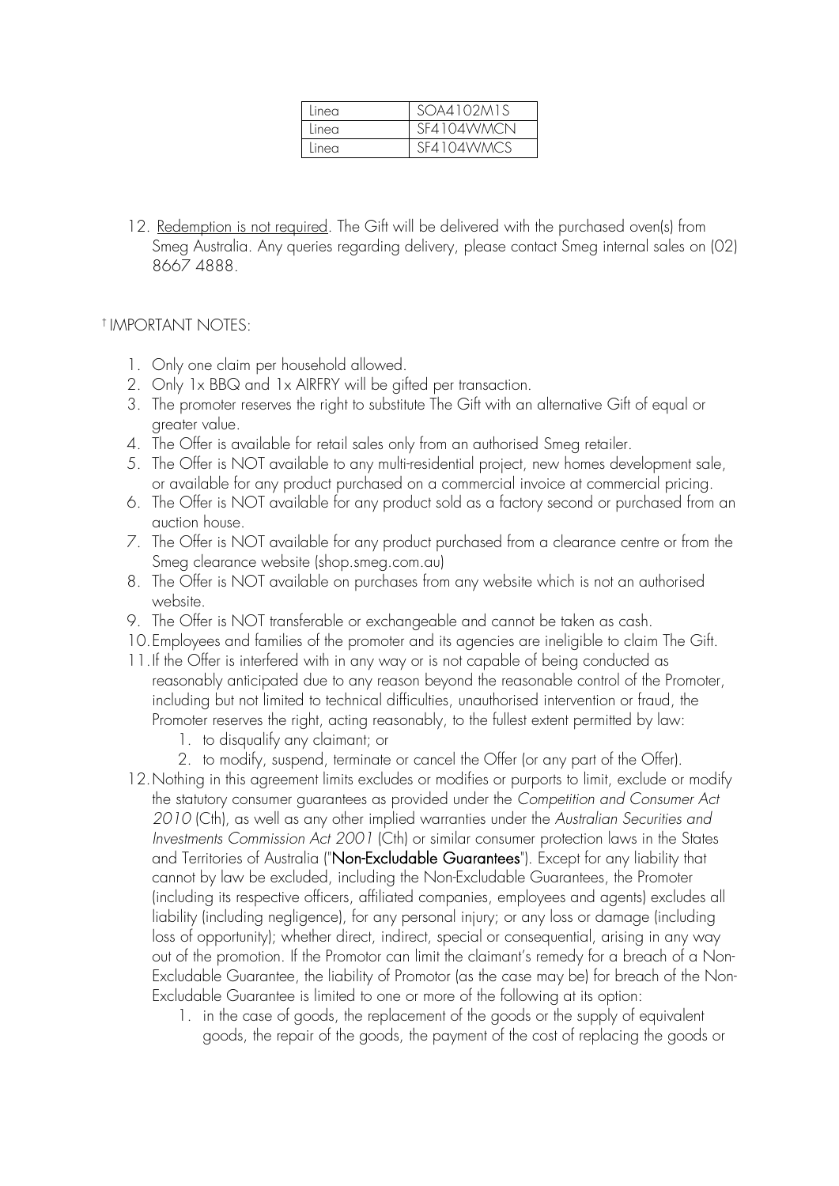| Linea | SOA4102M1S |
|---|---|
| Linea | SF4104WMCN |
| Linea | SF4104WMCS |

12. <u>Redemption is not required</u>. The Gift will be delivered with the purchased oven(s) from Smeg Australia. Any queries regarding delivery, please contact Smeg internal sales on (02) 8667 4888.

† IMPORTANT NOTES:

1. Only one claim per household allowed.
2. Only 1x BBQ and 1x AIRFRY will be gifted per transaction.
3. The promoter reserves the right to substitute The Gift with an alternative Gift of equal or greater value.
4. The Offer is available for retail sales only from an authorised Smeg retailer.
5. The Offer is NOT available to any multi-residential project, new homes development sale, or available for any product purchased on a commercial invoice at commercial pricing.
6. The Offer is NOT available for any product sold as a factory second or purchased from an auction house.
7. The Offer is NOT available for any product purchased from a clearance centre or from the Smeg clearance website (shop.smeg.com.au)
8. The Offer is NOT available on purchases from any website which is not an authorised website.
9. The Offer is NOT transferable or exchangeable and cannot be taken as cash.
10. Employees and families of the promoter and its agencies are ineligible to claim The Gift.
11. If the Offer is interfered with in any way or is not capable of being conducted as reasonably anticipated due to any reason beyond the reasonable control of the Promoter, including but not limited to technical difficulties, unauthorised intervention or fraud, the Promoter reserves the right, acting reasonably, to the fullest extent permitted by law:
    1. to disqualify any claimant; or
    2. to modify, suspend, terminate or cancel the Offer (or any part of the Offer).
12. Nothing in this agreement limits excludes or modifies or purports to limit, exclude or modify the statutory consumer guarantees as provided under the *Competition and Consumer Act 2010* (Cth), as well as any other implied warranties under the *Australian Securities and Investments Commission Act 2001* (Cth) or similar consumer protection laws in the States and Territories of Australia ("**Non-Excludable Guarantees**"). Except for any liability that cannot by law be excluded, including the Non-Excludable Guarantees, the Promoter (including its respective officers, affiliated companies, employees and agents) excludes all liability (including negligence), for any personal injury; or any loss or damage (including loss of opportunity); whether direct, indirect, special or consequential, arising in any way out of the promotion. If the Promotor can limit the claimant's remedy for a breach of a Non-Excludable Guarantee, the liability of Promotor (as the case may be) for breach of the Non-Excludable Guarantee is limited to one or more of the following at its option:
    1. in the case of goods, the replacement of the goods or the supply of equivalent goods, the repair of the goods, the payment of the cost of replacing the goods or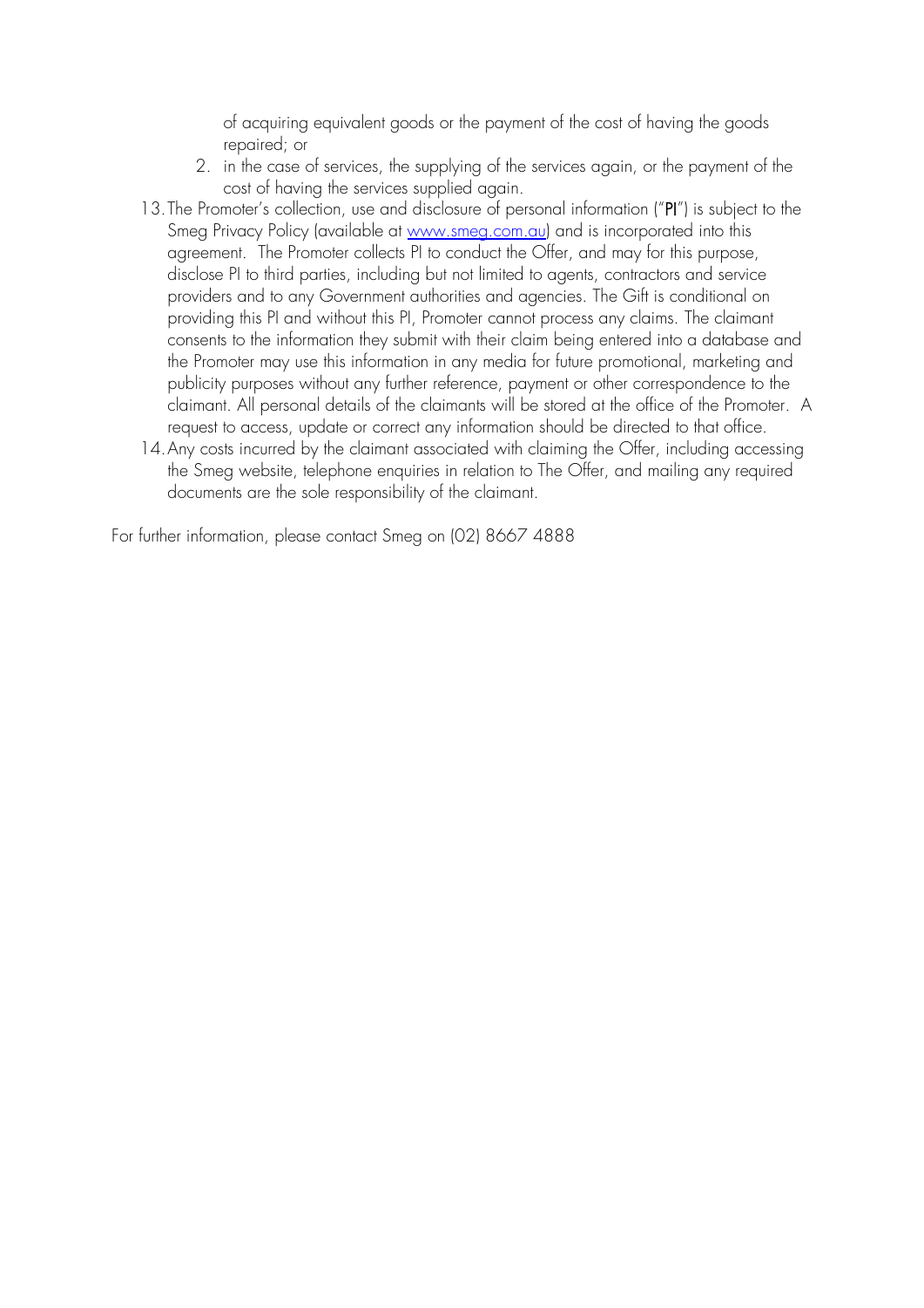of acquiring equivalent goods or the payment of the cost of having the goods repaired; or

2. in the case of services, the supplying of the services again, or the payment of the cost of having the services supplied again.

13. The Promoter's collection, use and disclosure of personal information ("**PI**") is subject to the Smeg Privacy Policy (available at [www.smeg.com.au](http://www.smeg.com.au)) and is incorporated into this agreement. The Promoter collects PI to conduct the Offer, and may for this purpose, disclose PI to third parties, including but not limited to agents, contractors and service providers and to any Government authorities and agencies. The Gift is conditional on providing this PI and without this PI, Promoter cannot process any claims. The claimant consents to the information they submit with their claim being entered into a database and the Promoter may use this information in any media for future promotional, marketing and publicity purposes without any further reference, payment or other correspondence to the claimant. All personal details of the claimants will be stored at the office of the Promoter. A request to access, update or correct any information should be directed to that office.
14. Any costs incurred by the claimant associated with claiming the Offer, including accessing the Smeg website, telephone enquiries in relation to The Offer, and mailing any required documents are the sole responsibility of the claimant.

For further information, please contact Smeg on (02) 8667 4888